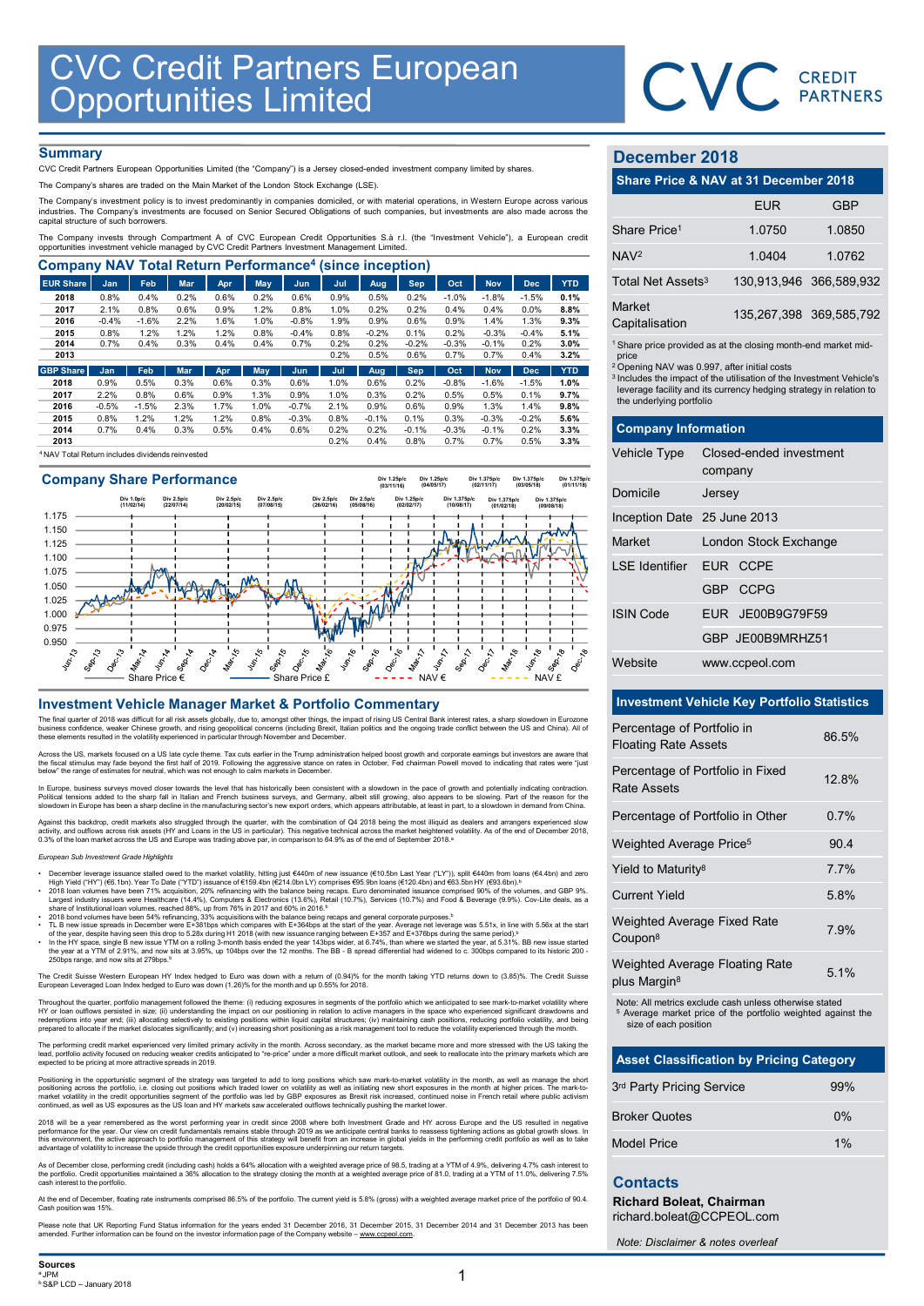# CVC Credit Partners European Opportunities Limited

## Summary

CVC Credit Partners European Opportunities Limited (the "Company") is a Jersey closed-ended investment company limited by shares.

The Company's shares are traded on the Main Market of the London Stock Exchange (LSE).

The Company's investment policy is to invest predominantly in companies domiciled, or with material operations, in Western Europe across various industries. The Company's investments are focused on Senior Secured Obligations of such companies, but investments are also made across the capital structure of such borrowers.

The Company invests through Compartment A of CVC European Credit Opportunities S.à r.l. (the "Investment Vehicle"), a European credit opportunities investment vehicle managed by CVC Credit Partners Investment Management Limited.

## Company NAV Total Return Performance[4] (since inception)

| EUR Share | Jan | Feb | Mar | Apr | May | Jun | Jul | Aug | Sep | Oct | Nov | Dec | YTD |
|---|---|---|---|---|---|---|---|---|---|---|---|---|---|
| 2018 | 0.8% | 0.4% | 0.2% | 0.6% | 0.2% | 0.6% | 0.9% | 0.5% | 0.2% | -1.0% | -1.8% | -1.5% | 0.1% |
| 2017 | 2.1% | 0.8% | 0.6% | 0.9% | 1.2% | 0.8% | 1.0% | 0.2% | 0.2% | 0.4% | 0.4% | 0.0% | 8.8% |
| 2016 | -0.4% | -1.6% | 2.2% | 1.6% | 1.0% | -0.8% | 1.9% | 0.9% | 0.6% | 0.9% | 1.4% | 1.3% | 9.3% |
| 2015 | 0.8% | 1.2% | 1.2% | 1.2% | 0.8% | -0.4% | 0.8% | -0.2% | 0.1% | 0.2% | -0.3% | -0.4% | 5.1% |
| 2014 | 0.7% | 0.4% | 0.3% | 0.4% | 0.4% | 0.7% | 0.2% | 0.2% | -0.2% | -0.3% | -0.1% | 0.2% | 3.0% |
| 2013 | | | | | | | 0.2% | 0.5% | 0.6% | 0.7% | 0.7% | 0.4% | 3.2% |

| GBP Share | Jan | Feb | Mar | Apr | May | Jun | Jul | Aug | Sep | Oct | Nov | Dec | YTD |
|---|---|---|---|---|---|---|---|---|---|---|---|---|---|
| 2018 | 0.9% | 0.5% | 0.3% | 0.6% | 0.3% | 0.6% | 1.0% | 0.6% | 0.2% | -0.8% | -1.6% | -1.5% | 1.0% |
| 2017 | 2.2% | 0.8% | 0.6% | 0.9% | 1.3% | 0.9% | 1.0% | 0.3% | 0.2% | 0.5% | 0.5% | 0.1% | 9.7% |
| 2016 | -0.5% | -1.5% | 2.3% | 1.7% | 1.0% | -0.7% | 2.1% | 0.9% | 0.6% | 0.9% | 1.3% | 1.4% | 9.8% |
| 2015 | 0.8% | 1.2% | 1.2% | 1.2% | 0.8% | -0.3% | 0.8% | -0.1% | 0.1% | 0.3% | -0.3% | -0.2% | 5.6% |
| 2014 | 0.7% | 0.4% | 0.3% | 0.5% | 0.4% | 0.6% | 0.2% | 0.2% | -0.1% | -0.3% | -0.1% | 0.2% | 3.3% |
| 2013 | | | | | | | 0.2% | 0.4% | 0.8% | 0.7% | 0.7% | 0.5% | 3.3% |

[4] NAV Total Return includes dividends reinvested

## Company Share Performance

Div 1.0p/c (11/02/14); Div 2.5p/c (22/07/14); Div 2.5p/c (20/02/15); Div 2.5p/c (07/08/15); Div 2.5p/c (26/02/16); Div 2.5p/c (05/08/16); Div 1.25p/c (03/11/16); Div 1.25p/c (02/02/17); Div 1.25p/c (04/05/17); Div 1.375p/c (10/08/17); Div 1.375p/c (02/11/17); Div 1.375p/c (01/02/18); Div 1.375p/c (03/05/18); Div 1.375p/c (09/08/18); Div 1.375p/c (01/11/18)

Share Price € — Share Price £ — NAV € — NAV £

## Investment Vehicle Manager Market & Portfolio Commentary

The final quarter of 2018 was difficult for all risk assets globally, due to, amongst other things, the impact of rising US Central Bank interest rates, a sharp slowdown in Eurozone business confidence, weaker Chinese growth, and rising geopolitical concerns (including Brexit, Italian politics and the ongoing trade conflict between the US and China). All of these elements resulted in the volatility experienced in particular through November and December.

Across the US, markets focused on a US late cycle theme. Tax cuts earlier in the Trump administration helped boost growth and corporate earnings but investors are aware that the fiscal stimulus may fade beyond the first half of 2019. Following the aggressive stance on rates in October, Fed chairman Powell moved to indicating that rates were "just below" the range of estimates for neutral, which was not enough to calm markets in December.

In Europe, business surveys moved closer towards the level that has historically been consistent with a slowdown in the pace of growth and potentially indicating contraction. Political tensions added to the sharp fall in Italian and French business surveys, and Germany, albeit still growing, also appears to be slowing. Part of the reason for the slowdown in Europe has been a sharp decline in the manufacturing sector's new export orders, which appears attributable, at least in part, to a slowdown in demand from China.

Against this backdrop, credit markets also struggled through the quarter, with the combination of Q4 2018 being the most illiquid as dealers and arrangers experienced slow activity, and outflows across risk assets (HY and Loans in the US in particular). This negative technical across the market heightened volatility. As of the end of December 2018, 0.3% of the loan market across the US and Europe was trading above par, in comparison to 64.9% as of the end of September 2018.[a]

*European Sub Investment Grade Highlights*

- December leverage issuance stalled owed to the market volatility, hitting just €440m of new issuance (€10.5bn Last Year ("LY")), split €440m from loans (€4.4bn) and zero High Yield ("HY") (€6.1bn). Year To Date ("YTD") issuance of €159.4bn (€214.0bn LY) comprises €95.9bn loans (€120.4bn) and €63.5bn HY (€93.6bn).[b]
- 2018 loan volumes have been 71% acquisition, 20% refinancing with the balance being recaps. Euro denominated issuance comprised 90% of the volumes, and GBP 9%. Largest industry issuers were Healthcare (14.4%), Computers & Electronics (13.6%), Retail (10.7%), Services (10.7%) and Food & Beverage (9.9%). Cov-Lite deals, as a share of Institutional loan volumes, reached 88%, up from 76% in 2017 and 60% in 2016.[b]
- 2018 bond volumes have been 54% refinancing, 33% acquisitions with the balance being recaps and general corporate purposes.[b]
- TL B new issue spreads in December were E+381bps which compares with E+364bps at the start of the year. Average net leverage was 5.51x, in line with 5.56x at the start of the year, despite having seen this drop to 5.28x during H1 2018 (with new issuance ranging between E+357 and E+376bps during the same period).[b]
- In the HY space, single B new issue YTM on a rolling 3-month basis ended the year 143bps wider, at 6.74%, than where we started the year, at 5.31%. BB new issue started the year at a YTM of 2.91%, and now sits at 3.95%, up 104bps over the 12 months. The BB - B spread differential had widened to c. 300bps compared to its historic 200 - 250bps range, and now sits at 279bps.[b]

The Credit Suisse Western European HY Index hedged to Euro was down with a return of (0.94)% for the month taking YTD returns down to (3.85)%. The Credit Suisse European Leveraged Loan Index hedged to Euro was down (1.26)% for the month and up 0.55% for 2018.

Throughout the quarter, portfolio management followed the theme: (i) reducing exposures in segments of the portfolio which we anticipated to see mark-to-market volatility where HY or loan outflows persisted in size; (ii) understanding the impact on our positioning in relation to active managers in the space who experienced significant drawdowns and redemptions into year end; (iii) allocating selectively to existing positions within liquid capital structures; (iv) maintaining cash positions, reducing portfolio volatility, and being prepared to allocate if the market dislocates significantly; and (v) increasing short positioning as a risk management tool to reduce the volatility experienced through the month.

The performing credit market experienced very limited primary activity in the month. Across secondary, as the market became more and more stressed with the US taking the lead, portfolio activity focused on reducing weaker credits anticipated to "re-price" under a more difficult market outlook, and seek to reallocate into the primary markets which are expected to be pricing at more attractive spreads in 2019.

Positioning in the opportunistic segment of the strategy was targeted to add to long positions which saw mark-to-market volatility in the month, as well as manage the short positioning across the portfolio, i.e. closing out positions which traded lower on volatility as well as initiating new short exposures in the month at higher prices. The mark-to-market volatility in the credit opportunities segment of the portfolio was led by GBP exposures as Brexit risk increased, continued noise in French retail where public activism continued, as well as US exposures as the US loan and HY markets saw accelerated outflows technically pushing the market lower.

2018 will be a year remembered as the worst performing year in credit since 2008 where both Investment Grade and HY across Europe and the US resulted in negative performance for the year. Our view on credit fundamentals remains stable through 2019 as we anticipate central banks to reassess tightening actions as global growth slows. In this environment, the active approach to portfolio management of this strategy will benefit from an increase in global yields in the performing credit portfolio as well as to take advantage of volatility to increase the upside through the credit opportunities exposure underpinning our return targets.

As of December close, performing credit (including cash) holds a 64% allocation with a weighted average price of 98.5, trading at a YTM of 4.9%, delivering 4.7% cash interest to the portfolio. Credit opportunities maintained a 36% allocation to the strategy closing the month at a weighted average price of 81.0, trading at a YTM of 11.0%, delivering 7.5% cash interest to the portfolio.

At the end of December, floating rate instruments comprised 86.5% of the portfolio. The current yield is 5.8% (gross) with a weighted average market price of the portfolio of 90.4. Cash position was 15%.

Please note that UK Reporting Fund Status information for the years ended 31 December 2016, 31 December 2015, 31 December 2014 and 31 December 2013 has been amended. Further information can be found on the investor information page of the Company website – www.ccpeol.com.

**Sources**
[a] JPM
[b] S&P LCD – January 2018

## December 2018

### Share Price & NAV at 31 December 2018

| | EUR | GBP |
|---|---|---|
| Share Price[1] | 1.0750 | 1.0850 |
| NAV[2] | 1.0404 | 1.0762 |
| Total Net Assets[3] | 130,913,946 | 366,589,932 |
| Market Capitalisation | 135,267,398 | 369,585,792 |

[1] Share price provided as at the closing month-end market mid-price
[2] Opening NAV was 0.997, after initial costs
[3] Includes the impact of the utilisation of the Investment Vehicle's leverage facility and its currency hedging strategy in relation to the underlying portfolio

### Company Information

| | |
|---|---|
| Vehicle Type | Closed-ended investment company |
| Domicile | Jersey |
| Inception Date | 25 June 2013 |
| Market | London Stock Exchange |
| LSE Identifier | EUR CCPE |
| | GBP CCPG |
| ISIN Code | EUR JE00B9G79F59 |
| | GBP JE00B9MRHZ51 |
| Website | www.ccpeol.com |

### Investment Vehicle Key Portfolio Statistics

| | |
|---|---|
| Percentage of Portfolio in Floating Rate Assets | 86.5% |
| Percentage of Portfolio in Fixed Rate Assets | 12.8% |
| Percentage of Portfolio in Other | 0.7% |
| Weighted Average Price[5] | 90.4 |
| Yield to Maturity[8] | 7.7% |
| Current Yield | 5.8% |
| Weighted Average Fixed Rate Coupon[8] | 7.9% |
| Weighted Average Floating Rate plus Margin[8] | 5.1% |

Note: All metrics exclude cash unless otherwise stated
[5] Average market price of the portfolio weighted against the size of each position

### Asset Classification by Pricing Category

| | |
|---|---|
| 3rd Party Pricing Service | 99% |
| Broker Quotes | 0% |
| Model Price | 1% |

## Contacts

**Richard Boleat, Chairman**
richard.boleat@CCPEOL.com

*Note: Disclaimer & notes overleaf*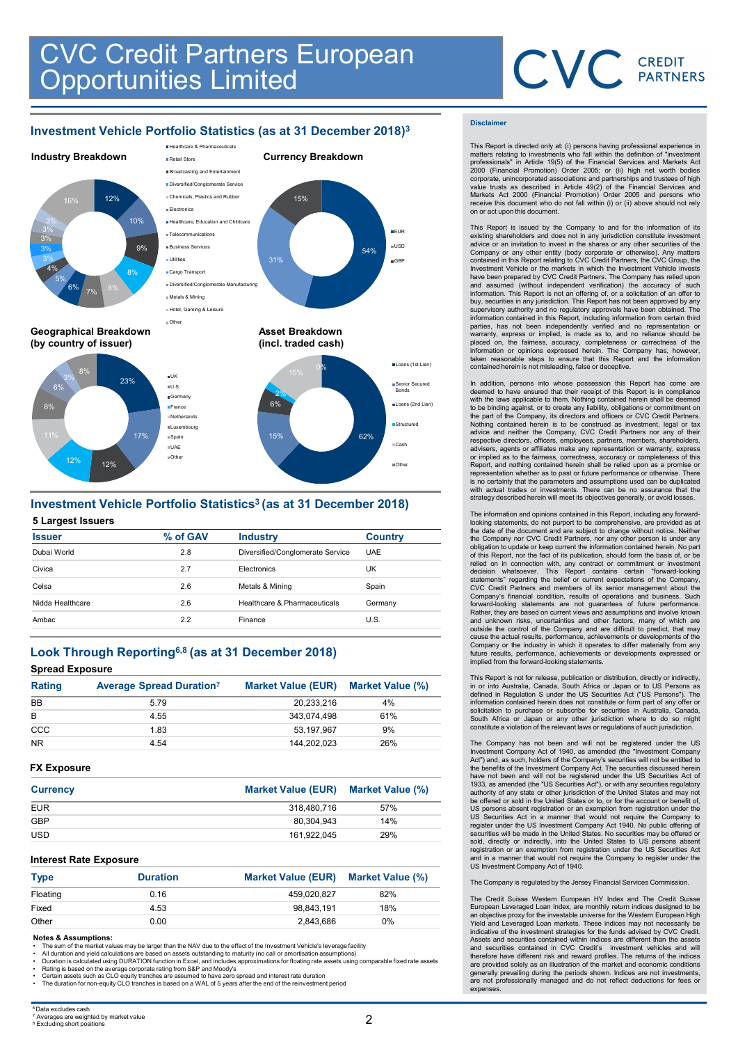# CVC Credit Partners European Opportunities Limited

CVC CREDIT PARTNERS

## Investment Vehicle Portfolio Statistics (as at 31 December 2018)[3]

### Industry Breakdown

12%
10%
9%
8%
8%
7%
6%
5%
4%
3%
3%
3%
3%
3%
16%

Healthcare & Pharmaceuticals
Retail Store
Broadcasting and Entertainment
Diversified/Conglomerate Service
Chemicals, Plastics and Rubber
Electronics
Healthcare, Education and Childcare
Telecommunications
Business Services
Utilities
Cargo Transport
Diversified/Conglomerate Manufacturing
Metals & Mining
Hotel, Gaming & Leisure
Other

### Currency Breakdown

54%
31%
15%

EUR
USD
GBP

### Geographical Breakdown (by country of issuer)

23%
17%
12%
12%
11%
8%
6%
3%
8%

UK
U.S.
Germany
France
Netherlands
Luxembourg
Spain
UAE
Other

### Asset Breakdown (incl. traded cash)

62%
15%
6%
2%
15%
0%

Loans (1st Lien)
Senior Secured Bonds
Loans (2nd Lien)
Structured
Cash
Other

## Investment Vehicle Portfolio Statistics[3] (as at 31 December 2018)

### 5 Largest Issuers

| Issuer | % of GAV | Industry | Country |
|---|---|---|---|
| Dubai World | 2.8 | Diversified/Conglomerate Service | UAE |
| Civica | 2.7 | Electronics | UK |
| Celsa | 2.6 | Metals & Mining | Spain |
| Nidda Healthcare | 2.6 | Healthcare & Pharmaceuticals | Germany |
| Ambac | 2.2 | Finance | U.S. |

## Look Through Reporting[6,8] (as at 31 December 2018)

### Spread Exposure

| Rating | Average Spread Duration[7] | Market Value (EUR) | Market Value (%) |
|---|---|---|---|
| BB | 5.79 | 20,233,216 | 4% |
| B | 4.55 | 343,074,498 | 61% |
| CCC | 1.83 | 53,197,967 | 9% |
| NR | 4.54 | 144,202,023 | 26% |

### FX Exposure

| Currency | Market Value (EUR) | Market Value (%) |
|---|---|---|
| EUR | 318,480,716 | 57% |
| GBP | 80,304,943 | 14% |
| USD | 161,922,045 | 29% |

### Interest Rate Exposure

| Type | Duration | Market Value (EUR) | Market Value (%) |
|---|---|---|---|
| Floating | 0.16 | 459,020,827 | 82% |
| Fixed | 4.53 | 98,843,191 | 18% |
| Other | 0.00 | 2,843,686 | 0% |

**Notes & Assumptions:**

- The sum of the market values may be larger than the NAV due to the effect of the Investment Vehicle's leverage facility
- All duration and yield calculations are based on assets outstanding to maturity (no call or amortisation assumptions)
- Duration is calculated using DURATION function in Excel, and includes approximations for floating rate assets using comparable fixed rate assets
- Rating is based on the average corporate rating from S&P and Moody's
- Certain assets such as CLO equity tranches are assumed to have zero spread and interest rate duration
- The duration for non-equity CLO tranches is based on a WAL of 5 years after the end of the reinvestment period

[6] Data excludes cash
[7] Averages are weighted by market value
[8] Excluding short positions

### Disclaimer

This Report is directed only at: (i) persons having professional experience in matters relating to investments who fall within the definition of "investment professionals" in Article 19(5) of the Financial Services and Markets Act 2000 (Financial Promotion) Order 2005; or (ii) high net worth bodies corporate, unincorporated associations and partnerships and trustees of high value trusts as described in Article 49(2) of the Financial Services and Markets Act 2000 (Financial Promotion) Order 2005 and persons who receive this document who do not fall within (i) or (ii) above should not rely on or act upon this document.

This Report is issued by the Company to and for the information of its existing shareholders and does not in any jurisdiction constitute investment advice or an invitation to invest in the shares or any other securities of the Company or any other entity (body corporate or otherwise). Any matters contained in this Report relating to CVC Credit Partners, the CVC Group, the Investment Vehicle or the markets in which the Investment Vehicle invests have been prepared by CVC Credit Partners. The Company has relied upon and assumed (without independent verification) the accuracy of such information. This Report is not an offering of, or a solicitation of an offer to buy, securities in any jurisdiction. This Report has not been approved by any supervisory authority and no regulatory approvals have been obtained. The information contained in this Report, including information from certain third parties, has not been independently verified and no representation or warranty, express or implied, is made as to, and no reliance should be placed on, the fairness, accuracy, completeness or correctness of the information or opinions expressed herein. The Company has, however, taken reasonable steps to ensure that this Report and the information contained herein is not misleading, false or deceptive.

In addition, persons into whose possession this Report has come are deemed to have ensured that their receipt of this Report is in compliance with the laws applicable to them. Nothing contained herein shall be deemed to be binding against, or to create any liability, obligations or commitment on the part of the Company, its directors and officers or CVC Credit Partners. Nothing contained herein is to be construed as investment, legal or tax advice and neither the Company, CVC Credit Partners nor any of their respective directors, officers, employees, partners, members, shareholders, advisers, agents or affiliates make any representation or warranty, express or implied as to the fairness, correctness, accuracy or completeness of this Report, and nothing contained herein shall be relied upon as a promise or representation whether as to past or future performance or otherwise. There is no certainty that the parameters and assumptions used can be duplicated with actual trades or investments. There can be no assurance that the strategy described herein will meet its objectives generally, or avoid losses.

The information and opinions contained in this Report, including any forward-looking statements, do not purport to be comprehensive, are provided as at the date of the document and are subject to change without notice. Neither the Company nor CVC Credit Partners, nor any other person is under any obligation to update or keep current the information contained herein. No part of this Report, nor the fact of its publication, should form the basis of, or be relied on in connection with, any contract or commitment or investment decision whatsoever. This Report contains certain "forward-looking statements" regarding the belief or current expectations of the Company, CVC Credit Partners and members of its senior management about the Company's financial condition, results of operations and business. Such forward-looking statements are not guarantees of future performance. Rather, they are based on current views and assumptions and involve known and unknown risks, uncertainties and other factors, many of which are outside the control of the Company and are difficult to predict, that may cause the actual results, performance, achievements or developments of the Company or the industry in which it operates to differ materially from any future results, performance, achievements or developments expressed or implied from the forward-looking statements.

This Report is not for release, publication or distribution, directly or indirectly, in or into Australia, Canada, South Africa or Japan or to US Persons as defined in Regulation S under the US Securities Act ("US Persons"). The information contained herein does not constitute or form part of any offer or solicitation to purchase or subscribe for securities in Australia, Canada, South Africa or Japan or any other jurisdiction where to do so might constitute a violation of the relevant laws or regulations of such jurisdiction.

The Company has not been and will not be registered under the US Investment Company Act of 1940, as amended (the "Investment Company Act") and, as such, holders of the Company's securities will not be entitled to the benefits of the Investment Company Act. The securities discussed herein have not been and will not be registered under the US Securities Act of 1933, as amended (the "US Securities Act"), or with any securities regulatory authority of any state or other jurisdiction of the United States and may not be offered or sold in the United States or to, or for the account or benefit of, US persons absent registration or an exemption from registration under the US Securities Act in a manner that would not require the Company to register under the US Investment Company Act 1940. No public offering of securities will be made in the United States. No securities may be offered or sold, directly or indirectly, into the United States to US persons absent registration or an exemption from registration under the US Securities Act and in a manner that would not require the Company to register under the US Investment Company Act of 1940.

The Company is regulated by the Jersey Financial Services Commission.

The Credit Suisse Western European HY Index and The Credit Suisse European Leveraged Loan Index, are monthly return indices designed to be an objective proxy for the investable universe for the Western European High Yield and Leveraged Loan markets. These indices may not necessarily be indicative of the investment strategies for the funds advised by CVC Credit. Assets and securities contained within indices are different than the assets and securities contained in CVC Credit's investment vehicles and will therefore have different risk and reward profiles. The returns of the indices are provided solely as an illustration of the market and economic conditions generally prevailing during the periods shown. Indices are not investments, are not professionally managed and do not reflect deductions for fees or expenses.